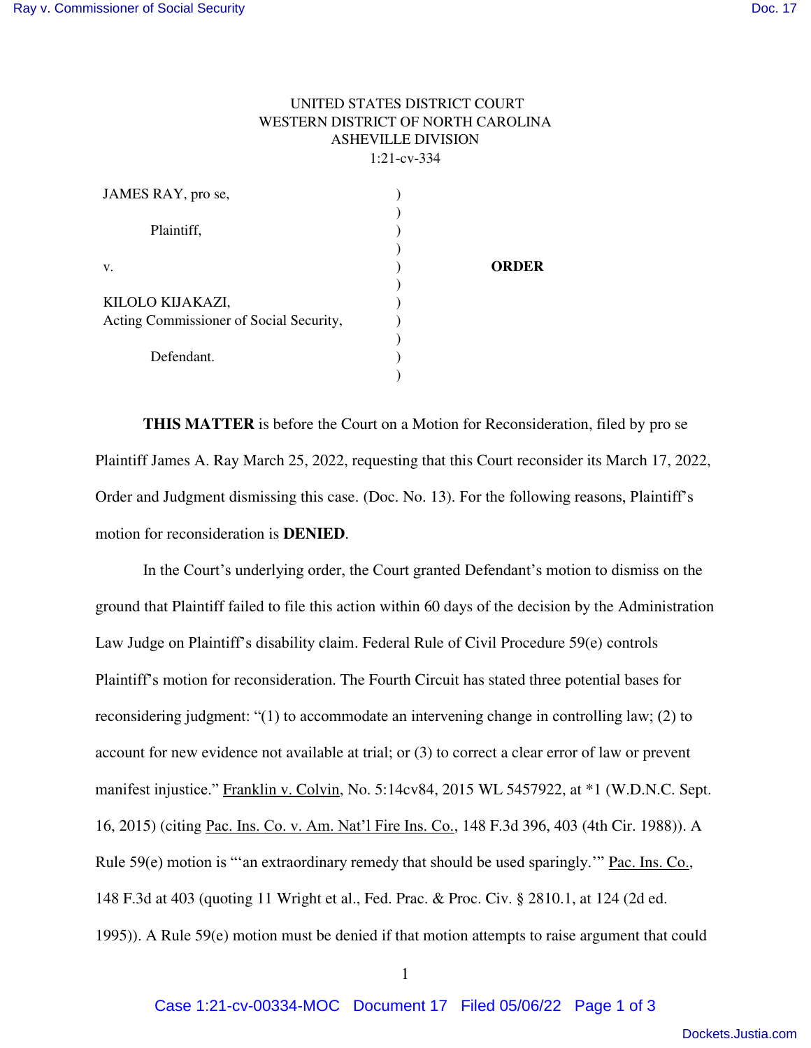UNITED STATES DISTRICT COURT
WESTERN DISTRICT OF NORTH CAROLINA
ASHEVILLE DIVISION
1:21-cv-334

| | | |
|---|---|---|
| JAMES RAY, pro se, | ) | |
| | ) | |
| Plaintiff, | ) | |
| | ) | |
| v. | ) | **ORDER** |
| | ) | |
| KILOLO KIJAKAZI, | ) | |
| Acting Commissioner of Social Security, | ) | |
| | ) | |
| Defendant. | ) | |
| | ) | |

**THIS MATTER** is before the Court on a Motion for Reconsideration, filed by pro se Plaintiff James A. Ray March 25, 2022, requesting that this Court reconsider its March 17, 2022, Order and Judgment dismissing this case. (Doc. No. 13). For the following reasons, Plaintiff's motion for reconsideration is **DENIED**.

In the Court's underlying order, the Court granted Defendant's motion to dismiss on the ground that Plaintiff failed to file this action within 60 days of the decision by the Administration Law Judge on Plaintiff's disability claim. Federal Rule of Civil Procedure 59(e) controls Plaintiff's motion for reconsideration. The Fourth Circuit has stated three potential bases for reconsidering judgment: "(1) to accommodate an intervening change in controlling law; (2) to account for new evidence not available at trial; or (3) to correct a clear error of law or prevent manifest injustice." Franklin v. Colvin, No. 5:14cv84, 2015 WL 5457922, at *1 (W.D.N.C. Sept. 16, 2015) (citing Pac. Ins. Co. v. Am. Nat'l Fire Ins. Co., 148 F.3d 396, 403 (4th Cir. 1988)). A Rule 59(e) motion is "'an extraordinary remedy that should be used sparingly.'" Pac. Ins. Co., 148 F.3d at 403 (quoting 11 Wright et al., Fed. Prac. & Proc. Civ. § 2810.1, at 124 (2d ed. 1995)). A Rule 59(e) motion must be denied if that motion attempts to raise argument that could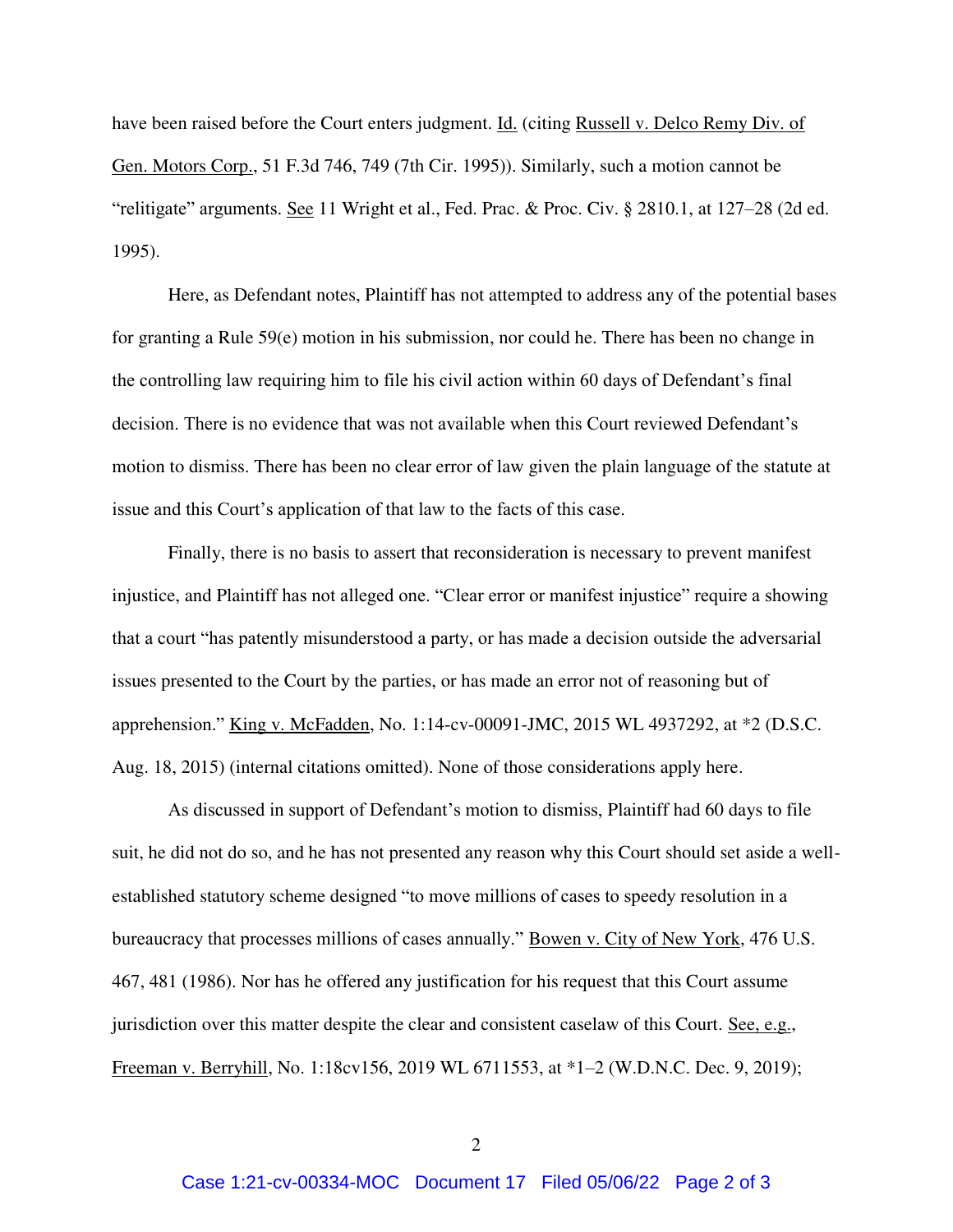have been raised before the Court enters judgment. Id. (citing Russell v. Delco Remy Div. of Gen. Motors Corp., 51 F.3d 746, 749 (7th Cir. 1995)). Similarly, such a motion cannot be "relitigate" arguments. See 11 Wright et al., Fed. Prac. & Proc. Civ. § 2810.1, at 127–28 (2d ed. 1995).

Here, as Defendant notes, Plaintiff has not attempted to address any of the potential bases for granting a Rule 59(e) motion in his submission, nor could he. There has been no change in the controlling law requiring him to file his civil action within 60 days of Defendant's final decision. There is no evidence that was not available when this Court reviewed Defendant's motion to dismiss. There has been no clear error of law given the plain language of the statute at issue and this Court's application of that law to the facts of this case.

Finally, there is no basis to assert that reconsideration is necessary to prevent manifest injustice, and Plaintiff has not alleged one. "Clear error or manifest injustice" require a showing that a court "has patently misunderstood a party, or has made a decision outside the adversarial issues presented to the Court by the parties, or has made an error not of reasoning but of apprehension." King v. McFadden, No. 1:14-cv-00091-JMC, 2015 WL 4937292, at *2 (D.S.C. Aug. 18, 2015) (internal citations omitted). None of those considerations apply here.

As discussed in support of Defendant's motion to dismiss, Plaintiff had 60 days to file suit, he did not do so, and he has not presented any reason why this Court should set aside a well-established statutory scheme designed "to move millions of cases to speedy resolution in a bureaucracy that processes millions of cases annually." Bowen v. City of New York, 476 U.S. 467, 481 (1986). Nor has he offered any justification for his request that this Court assume jurisdiction over this matter despite the clear and consistent caselaw of this Court. See, e.g., Freeman v. Berryhill, No. 1:18cv156, 2019 WL 6711553, at *1–2 (W.D.N.C. Dec. 9, 2019);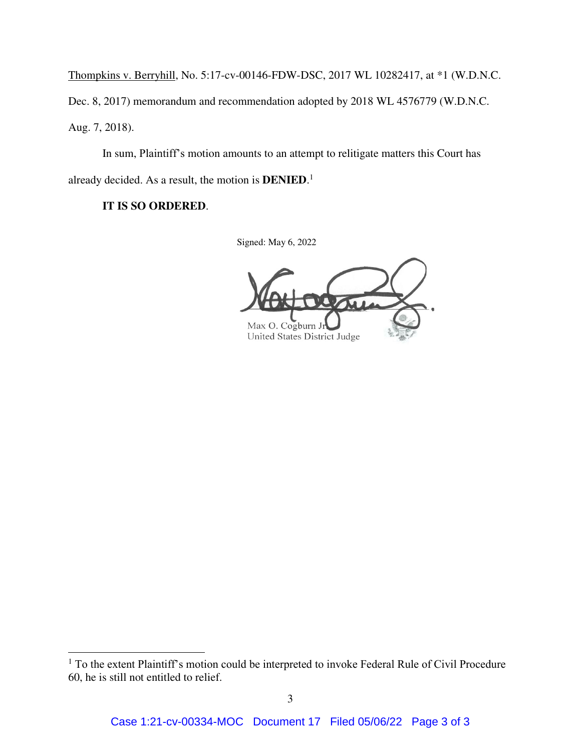Thompkins v. Berryhill, No. 5:17-cv-00146-FDW-DSC, 2017 WL 10282417, at *1 (W.D.N.C. Dec. 8, 2017) memorandum and recommendation adopted by 2018 WL 4576779 (W.D.N.C. Aug. 7, 2018).

In sum, Plaintiff's motion amounts to an attempt to relitigate matters this Court has already decided. As a result, the motion is **DENIED**.[1]

**IT IS SO ORDERED**.

Signed: May 6, 2022

Max O. Cogburn Jr.
United States District Judge

[1] To the extent Plaintiff's motion could be interpreted to invoke Federal Rule of Civil Procedure 60, he is still not entitled to relief.